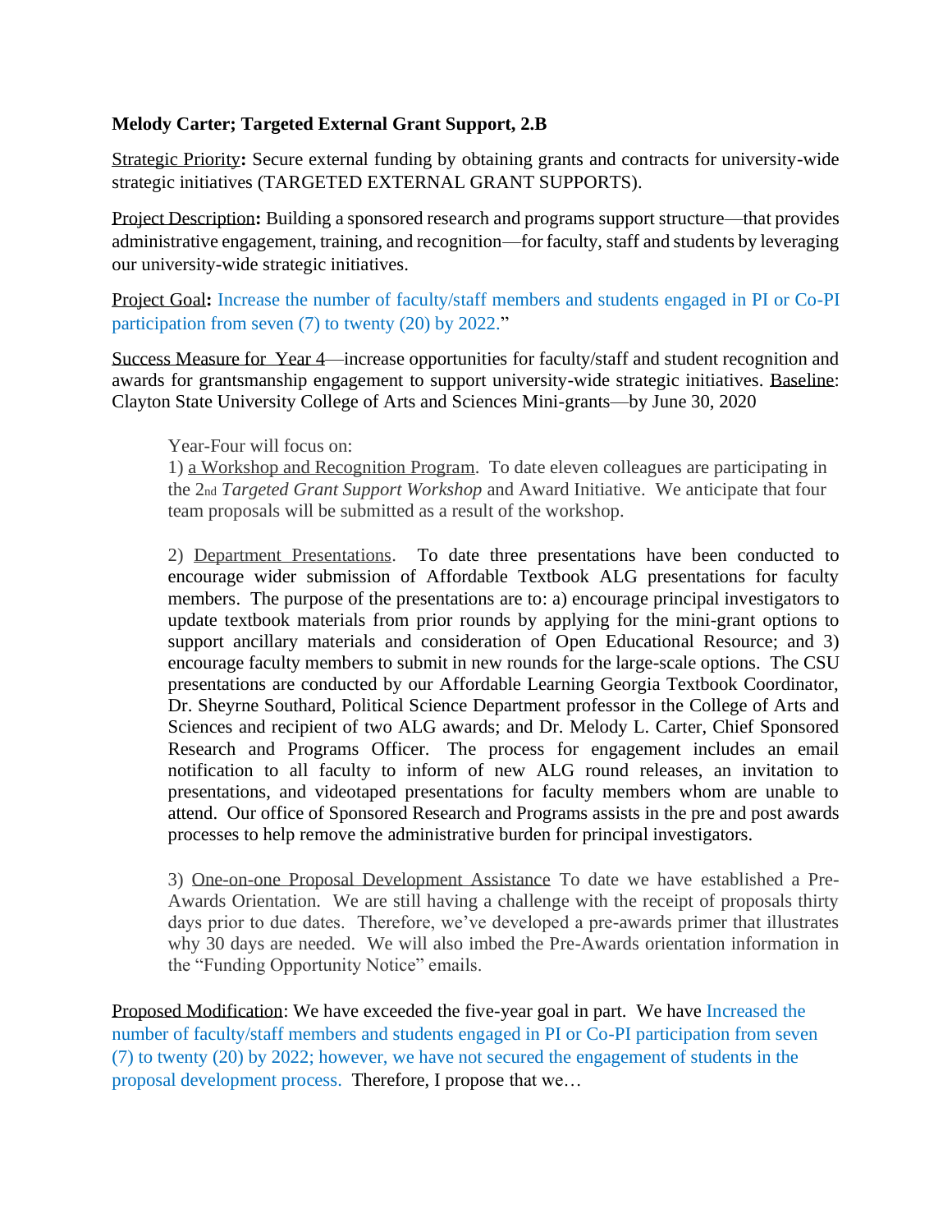**Melody Carter; Targeted External Grant Support, 2.B**

Strategic Priority**:** Secure external funding by obtaining grants and contracts for university-wide strategic initiatives (TARGETED EXTERNAL GRANT SUPPORTS).

Project Description**:** Building a sponsored research and programs support structure—that provides administrative engagement, training, and recognition—for faculty, staff and students by leveraging our university-wide strategic initiatives.

Project Goal**:** Increase the number of faculty/staff members and students engaged in PI or Co-PI participation from seven (7) to twenty (20) by 2022."

Success Measure for Year 4—increase opportunities for faculty/staff and student recognition and awards for grantsmanship engagement to support university-wide strategic initiatives. Baseline: Clayton State University College of Arts and Sciences Mini-grants—by June 30, 2020

> Year-Four will focus on:
>
> 1) a Workshop and Recognition Program. To date eleven colleagues are participating in the 2nd *Targeted Grant Support Workshop* and Award Initiative. We anticipate that four team proposals will be submitted as a result of the workshop.
>
> 2) Department Presentations. To date three presentations have been conducted to encourage wider submission of Affordable Textbook ALG presentations for faculty members. The purpose of the presentations are to: a) encourage principal investigators to update textbook materials from prior rounds by applying for the mini-grant options to support ancillary materials and consideration of Open Educational Resource; and 3) encourage faculty members to submit in new rounds for the large-scale options. The CSU presentations are conducted by our Affordable Learning Georgia Textbook Coordinator, Dr. Sheyrne Southard, Political Science Department professor in the College of Arts and Sciences and recipient of two ALG awards; and Dr. Melody L. Carter, Chief Sponsored Research and Programs Officer. The process for engagement includes an email notification to all faculty to inform of new ALG round releases, an invitation to presentations, and videotaped presentations for faculty members whom are unable to attend. Our office of Sponsored Research and Programs assists in the pre and post awards processes to help remove the administrative burden for principal investigators.
>
> 3) One-on-one Proposal Development Assistance To date we have established a Pre-Awards Orientation. We are still having a challenge with the receipt of proposals thirty days prior to due dates. Therefore, we've developed a pre-awards primer that illustrates why 30 days are needed. We will also imbed the Pre-Awards orientation information in the "Funding Opportunity Notice" emails.

Proposed Modification: We have exceeded the five-year goal in part. We have Increased the number of faculty/staff members and students engaged in PI or Co-PI participation from seven (7) to twenty (20) by 2022; however, we have not secured the engagement of students in the proposal development process. Therefore, I propose that we…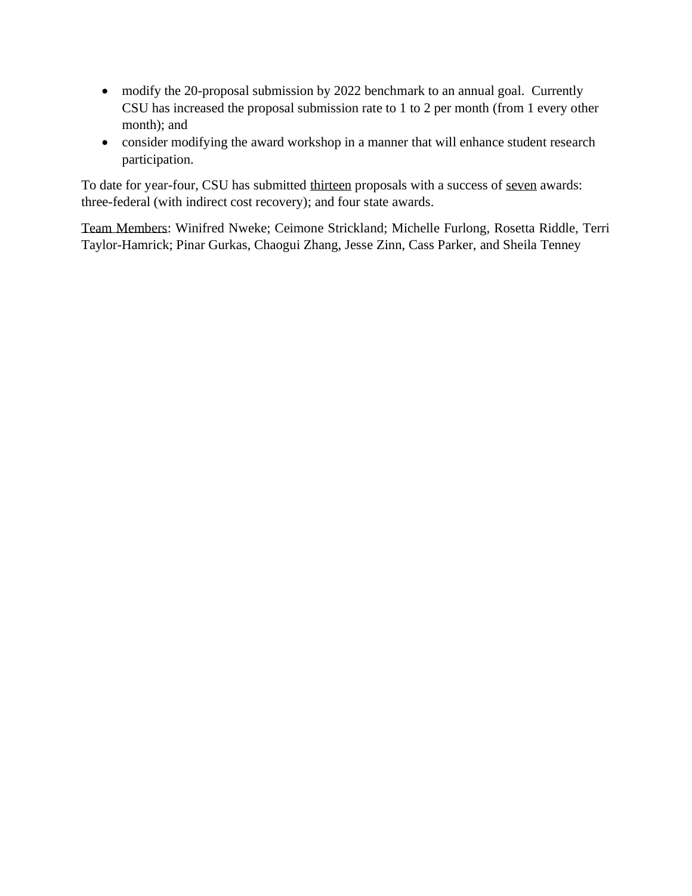- modify the 20-proposal submission by 2022 benchmark to an annual goal. Currently CSU has increased the proposal submission rate to 1 to 2 per month (from 1 every other month); and
- consider modifying the award workshop in a manner that will enhance student research participation.

To date for year-four, CSU has submitted <u>thirteen</u> proposals with a success of <u>seven</u> awards: three-federal (with indirect cost recovery); and four state awards.

<u>Team Members</u>: Winifred Nweke; Ceimone Strickland; Michelle Furlong, Rosetta Riddle, Terri Taylor-Hamrick; Pinar Gurkas, Chaogui Zhang, Jesse Zinn, Cass Parker, and Sheila Tenney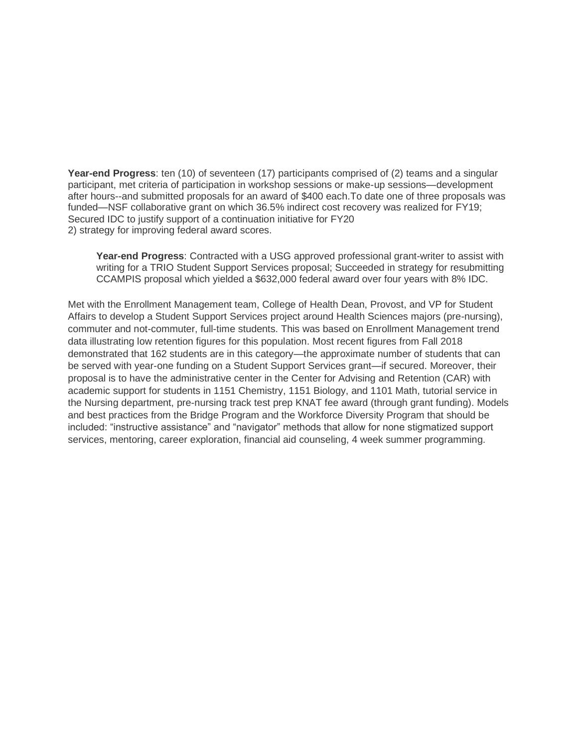**Year-end Progress**: ten (10) of seventeen (17) participants comprised of (2) teams and a singular participant, met criteria of participation in workshop sessions or make-up sessions—development after hours--and submitted proposals for an award of $400 each.To date one of three proposals was funded—NSF collaborative grant on which 36.5% indirect cost recovery was realized for FY19; Secured IDC to justify support of a continuation initiative for FY20
2) strategy for improving federal award scores.

> **Year-end Progress**: Contracted with a USG approved professional grant-writer to assist with writing for a TRIO Student Support Services proposal; Succeeded in strategy for resubmitting CCAMPIS proposal which yielded a $632,000 federal award over four years with 8% IDC.

Met with the Enrollment Management team, College of Health Dean, Provost, and VP for Student Affairs to develop a Student Support Services project around Health Sciences majors (pre-nursing), commuter and not-commuter, full-time students. This was based on Enrollment Management trend data illustrating low retention figures for this population. Most recent figures from Fall 2018 demonstrated that 162 students are in this category—the approximate number of students that can be served with year-one funding on a Student Support Services grant—if secured. Moreover, their proposal is to have the administrative center in the Center for Advising and Retention (CAR) with academic support for students in 1151 Chemistry, 1151 Biology, and 1101 Math, tutorial service in the Nursing department, pre-nursing track test prep KNAT fee award (through grant funding). Models and best practices from the Bridge Program and the Workforce Diversity Program that should be included: "instructive assistance" and "navigator" methods that allow for none stigmatized support services, mentoring, career exploration, financial aid counseling, 4 week summer programming.